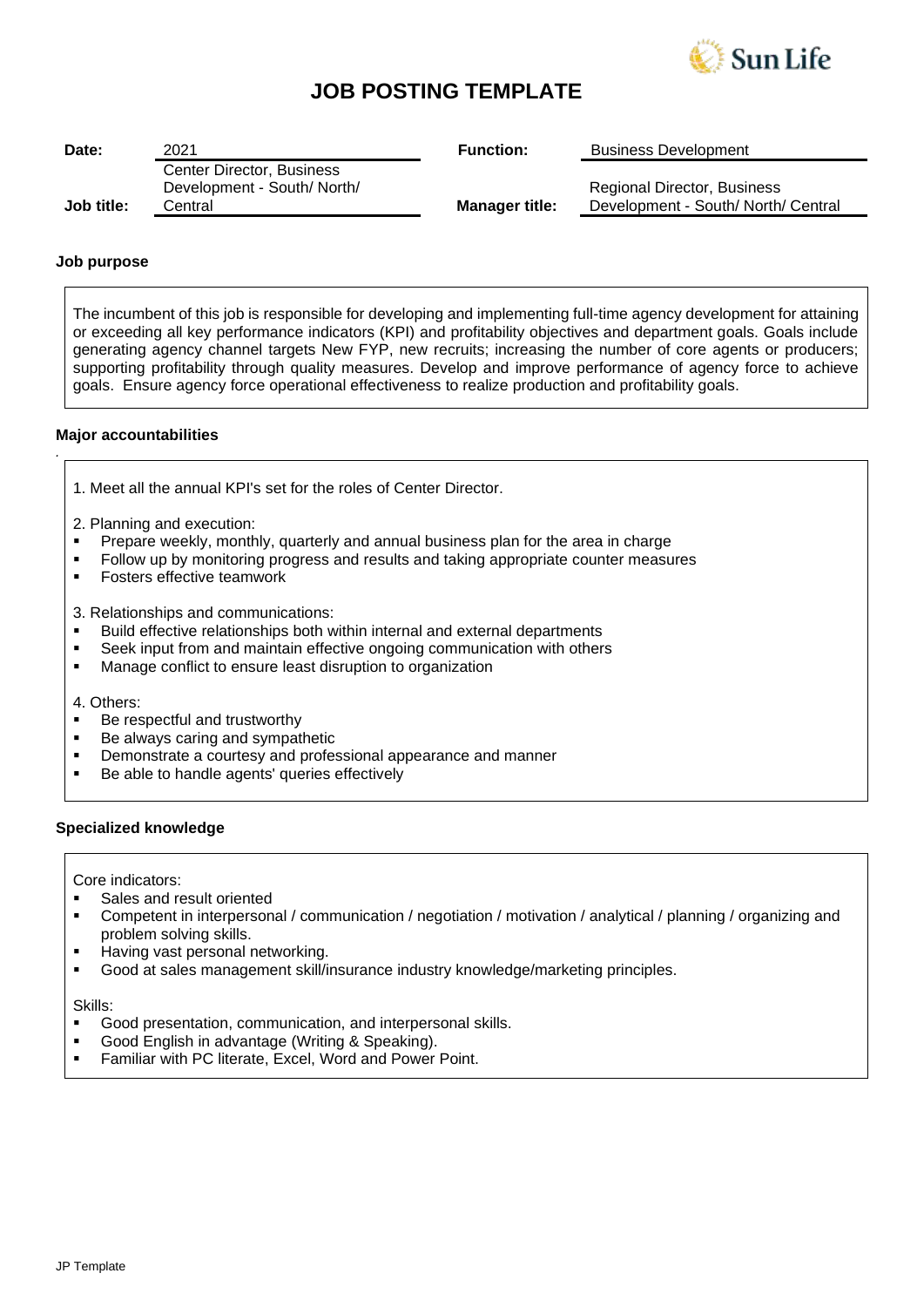# JOB POSTING TEMPLATE

| | | | |
|---|---|---|---|
| **Date:** | 2021 | **Function:** | Business Development |
| **Job title:** | Center Director, Business Development - South/ North/ Central | **Manager title:** | Regional Director, Business Development - South/ North/ Central |

### Job purpose

The incumbent of this job is responsible for developing and implementing full-time agency development for attaining or exceeding all key performance indicators (KPI) and profitability objectives and department goals. Goals include generating agency channel targets New FYP, new recruits; increasing the number of core agents or producers; supporting profitability through quality measures. Develop and improve performance of agency force to achieve goals. Ensure agency force operational effectiveness to realize production and profitability goals.

### Major accountabilities

1. Meet all the annual KPI's set for the roles of Center Director.

2. Planning and execution:
- Prepare weekly, monthly, quarterly and annual business plan for the area in charge
- Follow up by monitoring progress and results and taking appropriate counter measures
- Fosters effective teamwork

3. Relationships and communications:
- Build effective relationships both within internal and external departments
- Seek input from and maintain effective ongoing communication with others
- Manage conflict to ensure least disruption to organization

4. Others:
- Be respectful and trustworthy
- Be always caring and sympathetic
- Demonstrate a courtesy and professional appearance and manner
- Be able to handle agents' queries effectively

### Specialized knowledge

Core indicators:
- Sales and result oriented
- Competent in interpersonal / communication / negotiation / motivation / analytical / planning / organizing and problem solving skills.
- Having vast personal networking.
- Good at sales management skill/insurance industry knowledge/marketing principles.

Skills:
- Good presentation, communication, and interpersonal skills.
- Good English in advantage (Writing & Speaking).
- Familiar with PC literate, Excel, Word and Power Point.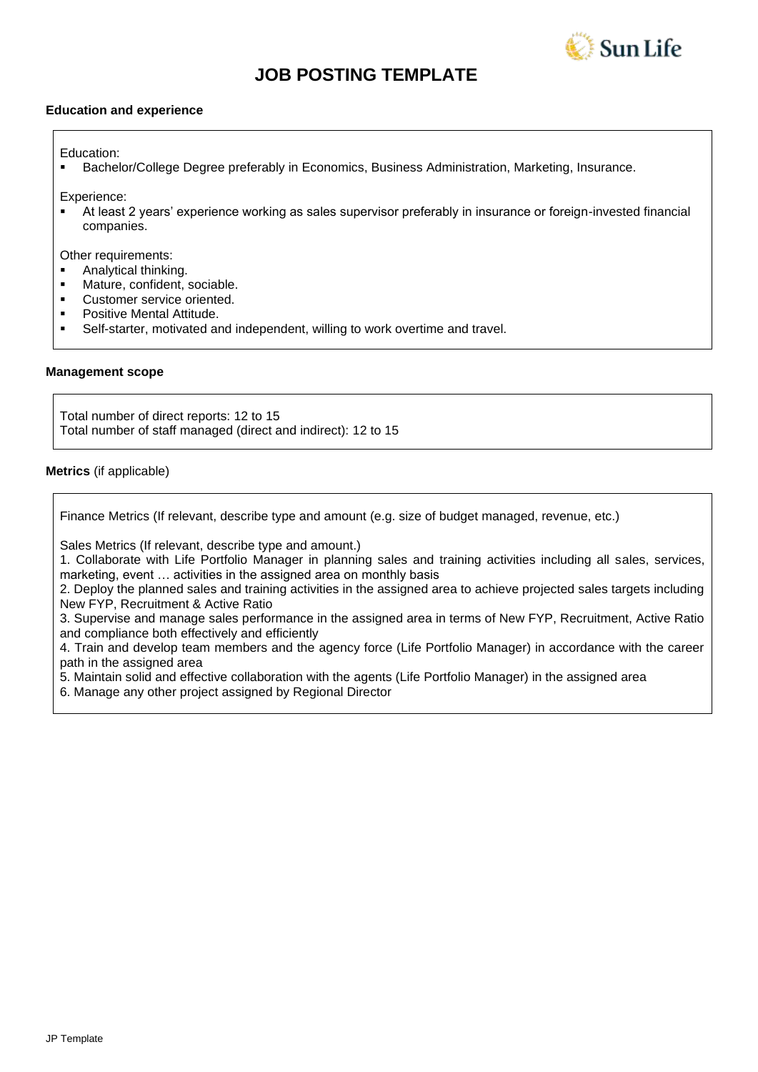# JOB POSTING TEMPLATE

**Education and experience**

Education:

- Bachelor/College Degree preferably in Economics, Business Administration, Marketing, Insurance.

Experience:

- At least 2 years' experience working as sales supervisor preferably in insurance or foreign-invested financial companies.

Other requirements:

- Analytical thinking.
- Mature, confident, sociable.
- Customer service oriented.
- Positive Mental Attitude.
- Self-starter, motivated and independent, willing to work overtime and travel.

**Management scope**

Total number of direct reports: 12 to 15
Total number of staff managed (direct and indirect): 12 to 15

**Metrics** (if applicable)

Finance Metrics (If relevant, describe type and amount (e.g. size of budget managed, revenue, etc.)

Sales Metrics (If relevant, describe type and amount.)

1. Collaborate with Life Portfolio Manager in planning sales and training activities including all sales, services, marketing, event … activities in the assigned area on monthly basis
2. Deploy the planned sales and training activities in the assigned area to achieve projected sales targets including New FYP, Recruitment & Active Ratio
3. Supervise and manage sales performance in the assigned area in terms of New FYP, Recruitment, Active Ratio and compliance both effectively and efficiently
4. Train and develop team members and the agency force (Life Portfolio Manager) in accordance with the career path in the assigned area
5. Maintain solid and effective collaboration with the agents (Life Portfolio Manager) in the assigned area
6. Manage any other project assigned by Regional Director